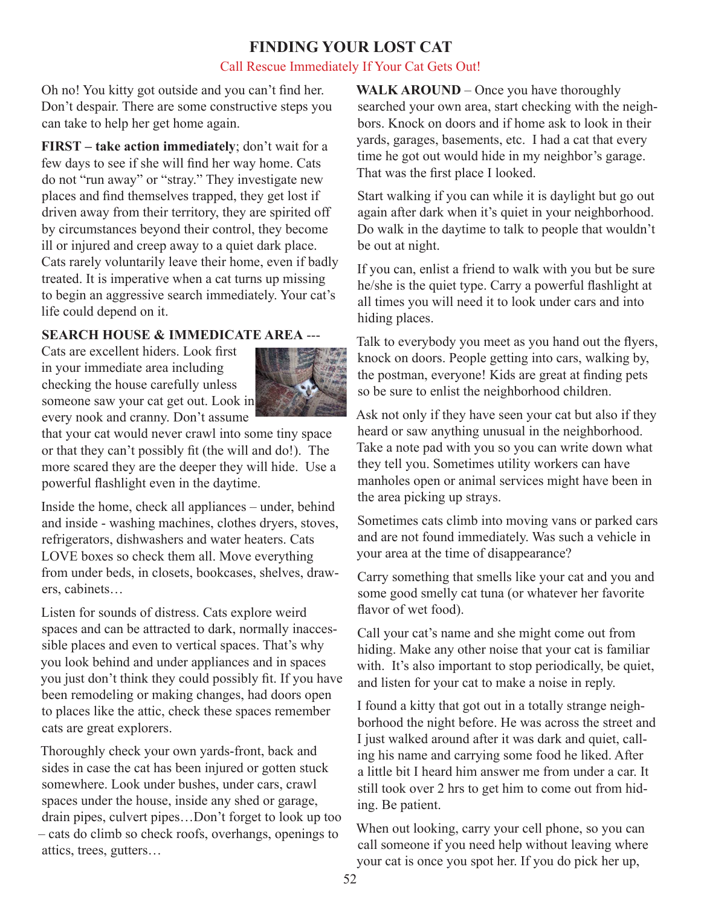# FINDING YOUR LOST CAT

Call Rescue Immediately If Your Cat Gets Out!

Oh no! You kitty got outside and you can't find her. Don't despair. There are some constructive steps you can take to help her get home again.

**FIRST – take action immediately**; don't wait for a few days to see if she will find her way home. Cats do not "run away" or "stray." They investigate new places and find themselves trapped, they get lost if driven away from their territory, they are spirited off by circumstances beyond their control, they become ill or injured and creep away to a quiet dark place. Cats rarely voluntarily leave their home, even if badly treated. It is imperative when a cat turns up missing to begin an aggressive search immediately. Your cat's life could depend on it.

**SEARCH HOUSE & IMMEDICATE AREA** --- Cats are excellent hiders. Look first in your immediate area including checking the house carefully unless someone saw your cat get out. Look in every nook and cranny. Don't assume that your cat would never crawl into some tiny space or that they can't possibly fit (the will and do!). The more scared they are the deeper they will hide. Use a powerful flashlight even in the daytime.

Inside the home, check all appliances – under, behind and inside - washing machines, clothes dryers, stoves, refrigerators, dishwashers and water heaters. Cats LOVE boxes so check them all. Move everything from under beds, in closets, bookcases, shelves, drawers, cabinets…

Listen for sounds of distress. Cats explore weird spaces and can be attracted to dark, normally inaccessible places and even to vertical spaces. That's why you look behind and under appliances and in spaces you just don't think they could possibly fit. If you have been remodeling or making changes, had doors open to places like the attic, check these spaces remember cats are great explorers.

Thoroughly check your own yards-front, back and sides in case the cat has been injured or gotten stuck somewhere. Look under bushes, under cars, crawl spaces under the house, inside any shed or garage, drain pipes, culvert pipes…Don't forget to look up too – cats do climb so check roofs, overhangs, openings to attics, trees, gutters…

**WALK AROUND** – Once you have thoroughly searched your own area, start checking with the neighbors. Knock on doors and if home ask to look in their yards, garages, basements, etc. I had a cat that every time he got out would hide in my neighbor's garage. That was the first place I looked.

Start walking if you can while it is daylight but go out again after dark when it's quiet in your neighborhood. Do walk in the daytime to talk to people that wouldn't be out at night.

If you can, enlist a friend to walk with you but be sure he/she is the quiet type. Carry a powerful flashlight at all times you will need it to look under cars and into hiding places.

Talk to everybody you meet as you hand out the flyers, knock on doors. People getting into cars, walking by, the postman, everyone! Kids are great at finding pets so be sure to enlist the neighborhood children.

Ask not only if they have seen your cat but also if they heard or saw anything unusual in the neighborhood. Take a note pad with you so you can write down what they tell you. Sometimes utility workers can have manholes open or animal services might have been in the area picking up strays.

Sometimes cats climb into moving vans or parked cars and are not found immediately. Was such a vehicle in your area at the time of disappearance?

Carry something that smells like your cat and you and some good smelly cat tuna (or whatever her favorite flavor of wet food).

Call your cat's name and she might come out from hiding. Make any other noise that your cat is familiar with. It's also important to stop periodically, be quiet, and listen for your cat to make a noise in reply.

I found a kitty that got out in a totally strange neighborhood the night before. He was across the street and I just walked around after it was dark and quiet, calling his name and carrying some food he liked. After a little bit I heard him answer me from under a car. It still took over 2 hrs to get him to come out from hiding. Be patient.

When out looking, carry your cell phone, so you can call someone if you need help without leaving where your cat is once you spot her. If you do pick her up,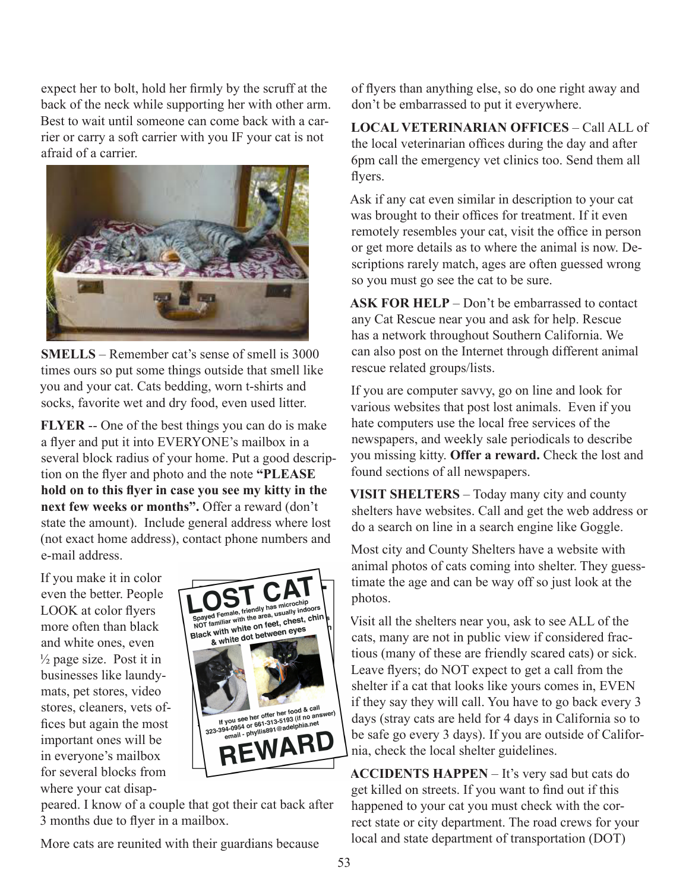expect her to bolt, hold her firmly by the scruff at the back of the neck while supporting her with other arm. Best to wait until someone can come back with a carrier or carry a soft carrier with you IF your cat is not afraid of a carrier.

**SMELLS** – Remember cat's sense of smell is 3000 times ours so put some things outside that smell like you and your cat. Cats bedding, worn t-shirts and socks, favorite wet and dry food, even used litter.

**FLYER** -- One of the best things you can do is make a flyer and put it into EVERYONE's mailbox in a several block radius of your home. Put a good description on the flyer and photo and the note **"PLEASE hold on to this flyer in case you see my kitty in the next few weeks or months".** Offer a reward (don't state the amount). Include general address where lost (not exact home address), contact phone numbers and e-mail address.

If you make it in color even the better. People LOOK at color flyers more often than black and white ones, even ½ page size. Post it in businesses like laundymats, pet stores, video stores, cleaners, vets offices but again the most important ones will be in everyone's mailbox for several blocks from where your cat disappeared. I know of a couple that got their cat back after 3 months due to flyer in a mailbox.

More cats are reunited with their guardians because of flyers than anything else, so do one right away and don't be embarrassed to put it everywhere.

**LOCAL VETERINARIAN OFFICES** – Call ALL of the local veterinarian offices during the day and after 6pm call the emergency vet clinics too. Send them all flyers.

Ask if any cat even similar in description to your cat was brought to their offices for treatment. If it even remotely resembles your cat, visit the office in person or get more details as to where the animal is now. Descriptions rarely match, ages are often guessed wrong so you must go see the cat to be sure.

**ASK FOR HELP** – Don't be embarrassed to contact any Cat Rescue near you and ask for help. Rescue has a network throughout Southern California. We can also post on the Internet through different animal rescue related groups/lists.

If you are computer savvy, go on line and look for various websites that post lost animals. Even if you hate computers use the local free services of the newspapers, and weekly sale periodicals to describe you missing kitty. **Offer a reward.** Check the lost and found sections of all newspapers.

**VISIT SHELTERS** – Today many city and county shelters have websites. Call and get the web address or do a search on line in a search engine like Goggle.

Most city and County Shelters have a website with animal photos of cats coming into shelter. They guesstimate the age and can be way off so just look at the photos.

Visit all the shelters near you, ask to see ALL of the cats, many are not in public view if considered fractious (many of these are friendly scared cats) or sick. Leave flyers; do NOT expect to get a call from the shelter if a cat that looks like yours comes in, EVEN if they say they will call. You have to go back every 3 days (stray cats are held for 4 days in California so to be safe go every 3 days). If you are outside of California, check the local shelter guidelines.

**ACCIDENTS HAPPEN** – It's very sad but cats do get killed on streets. If you want to find out if this happened to your cat you must check with the correct state or city department. The road crews for your local and state department of transportation (DOT)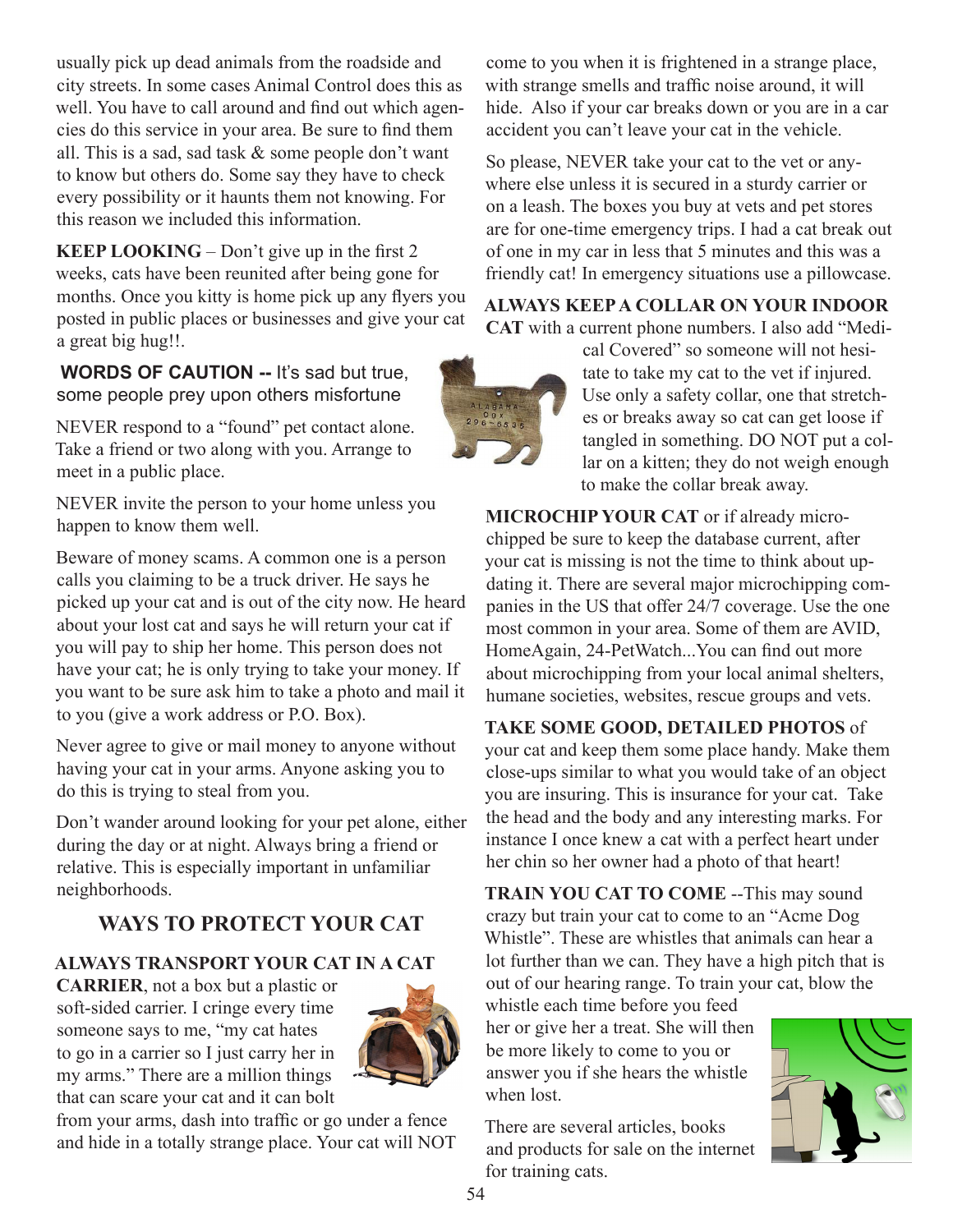usually pick up dead animals from the roadside and city streets. In some cases Animal Control does this as well. You have to call around and find out which agencies do this service in your area. Be sure to find them all. This is a sad, sad task & some people don't want to know but others do. Some say they have to check every possibility or it haunts them not knowing. For this reason we included this information.

**KEEP LOOKING** – Don't give up in the first 2 weeks, cats have been reunited after being gone for months. Once you kitty is home pick up any flyers you posted in public places or businesses and give your cat a great big hug!!.

**WORDS OF CAUTION --** It's sad but true, some people prey upon others misfortune

NEVER respond to a "found" pet contact alone. Take a friend or two along with you. Arrange to meet in a public place.

NEVER invite the person to your home unless you happen to know them well.

Beware of money scams. A common one is a person calls you claiming to be a truck driver. He says he picked up your cat and is out of the city now. He heard about your lost cat and says he will return your cat if you will pay to ship her home. This person does not have your cat; he is only trying to take your money. If you want to be sure ask him to take a photo and mail it to you (give a work address or P.O. Box).

Never agree to give or mail money to anyone without having your cat in your arms. Anyone asking you to do this is trying to steal from you.

Don't wander around looking for your pet alone, either during the day or at night. Always bring a friend or relative. This is especially important in unfamiliar neighborhoods.

## WAYS TO PROTECT YOUR CAT

**ALWAYS TRANSPORT YOUR CAT IN A CAT CARRIER**, not a box but a plastic or soft-sided carrier. I cringe every time someone says to me, "my cat hates to go in a carrier so I just carry her in my arms." There are a million things that can scare your cat and it can bolt from your arms, dash into traffic or go under a fence and hide in a totally strange place. Your cat will NOT come to you when it is frightened in a strange place, with strange smells and traffic noise around, it will hide. Also if your car breaks down or you are in a car accident you can't leave your cat in the vehicle.

So please, NEVER take your cat to the vet or anywhere else unless it is secured in a sturdy carrier or on a leash. The boxes you buy at vets and pet stores are for one-time emergency trips. I had a cat break out of one in my car in less that 5 minutes and this was a friendly cat! In emergency situations use a pillowcase.

**ALWAYS KEEP A COLLAR ON YOUR INDOOR CAT** with a current phone numbers. I also add "Medical Covered" so someone will not hesitate to take my cat to the vet if injured. Use only a safety collar, one that stretches or breaks away so cat can get loose if tangled in something. DO NOT put a collar on a kitten; they do not weigh enough to make the collar break away.

**MICROCHIP YOUR CAT** or if already microchipped be sure to keep the database current, after your cat is missing is not the time to think about updating it. There are several major microchipping companies in the US that offer 24/7 coverage. Use the one most common in your area. Some of them are AVID, HomeAgain, 24-PetWatch...You can find out more about microchipping from your local animal shelters, humane societies, websites, rescue groups and vets.

**TAKE SOME GOOD, DETAILED PHOTOS** of your cat and keep them some place handy. Make them close-ups similar to what you would take of an object you are insuring. This is insurance for your cat. Take the head and the body and any interesting marks. For instance I once knew a cat with a perfect heart under her chin so her owner had a photo of that heart!

**TRAIN YOU CAT TO COME** --This may sound crazy but train your cat to come to an "Acme Dog Whistle". These are whistles that animals can hear a lot further than we can. They have a high pitch that is out of our hearing range. To train your cat, blow the whistle each time before you feed her or give her a treat. She will then be more likely to come to you or answer you if she hears the whistle when lost.

There are several articles, books and products for sale on the internet for training cats.